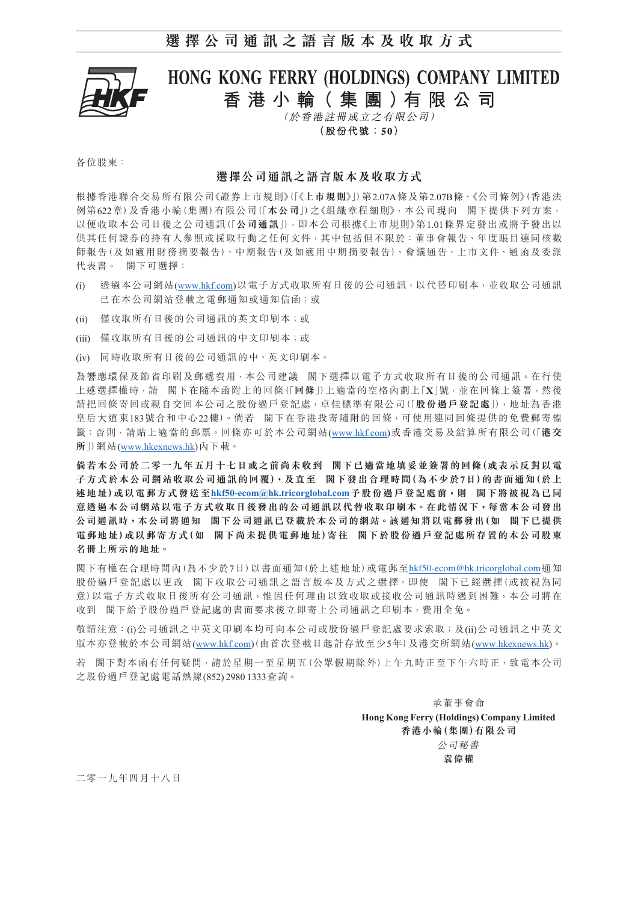# HONG KONG FERRY (HOLDINGS) COMPANY LIMITED
# 香港小輪(集團)有限公司

*(於香港註冊成立之有限公司)*

**(股份代號:50)**

各位股東:

## 選擇公司通訊之語言版本及收取方式

根據香港聯合交易所有限公司《證券上市規則》(「《**上市規則**》」)第2.07A條及第2.07B條、《公司條例》(香港法例第622章)及香港小輪(集團)有限公司(「**本公司**」)之《組織章程細則》,本公司現向　閣下提供下列方案,以便收取本公司日後之公司通訊(「**公司通訊**」),即本公司根據《上市規則》第1.01條界定發出或將予發出以供其任何證券的持有人參照或採取行動之任何文件,其中包括但不限於:董事會報告、年度賬目連同核數師報告(及如適用財務摘要報告)、中期報告(及如適用中期摘要報告)、會議通告、上市文件、通函及委派代表書。　閣下可選擇:

(i) 透過本公司網站(www.hkf.com)以電子方式收取所有日後的公司通訊,以代替印刷本,並收取公司通訊已在本公司網站登載之電郵通知或通知信函;或

(ii) 僅收取所有日後的公司通訊的英文印刷本;或

(iii) 僅收取所有日後的公司通訊的中文印刷本;或

(iv) 同時收取所有日後的公司通訊的中、英文印刷本。

為響應環保及節省印刷及郵遞費用,本公司建議　閣下選擇以電子方式收取所有日後的公司通訊。在行使上述選擇權時,請　閣下在隨本函附上的回條(「**回條**」)上適當的空格內劃上「**X**」號,並在回條上簽署,然後請把回條寄回或親自交回本公司之股份過戶登記處,卓佳標準有限公司(「**股份過戶登記處**」),地址為香港皇后大道東183號合和中心22樓)。倘若　閣下在香港投寄隨附的回條,可使用連同回條提供的免費郵寄標籤;否則,請貼上適當的郵票。回條亦可於本公司網站(www.hkf.com)或香港交易及結算所有限公司(「**港交所**」)網站(www.hkexnews.hk)內下載。

**倘若本公司於二零一九年五月十七日或之前尚未收到　閣下已適當地填妥並簽署的回條(或表示反對以電子方式於本公司網站收取公司通訊的回覆),及直至　閣下發出合理時間(為不少於7日)的書面通知(於上述地址)或以電郵方式發送至hkf50-ecom@hk.tricorglobal.com予股份過戶登記處前,則　閣下將被視為已同意透過本公司網站以電子方式收取日後發出的公司通訊以代替收取印刷本。在此情況下,每當本公司發出公司通訊時,本公司將通知　閣下公司通訊已登載於本公司的網站。該通知將以電郵發出(如　閣下已提供電郵地址)或以郵寄方式(如　閣下尚未提供電郵地址)寄往　閣下於股份過戶登記處所存置的本公司股東名冊上所示的地址。**

閣下有權在合理時間內(為不少於7日)以書面通知(於上述地址)或電郵至hkf50-ecom@hk.tricorglobal.com通知股份過戶登記處以更改　閣下收取公司通訊之語言版本及方式之選擇。即使　閣下已經選擇(或被視為同意)以電子方式收取日後所有公司通訊,惟因任何理由以致收取或接收公司通訊時遇到困難,本公司將在收到　閣下給予股份過戶登記處的書面要求後立即寄上公司通訊之印刷本,費用全免。

敬請注意:(i)公司通訊之中英文印刷本均可向本公司或股份過戶登記處要求索取;及(ii)公司通訊之中英文版本亦登載於本公司網站(www.hkf.com)(由首次登載日起計存放至少5年)及港交所網站(www.hkexnews.hk)。

若　閣下對本函有任何疑問,請於星期一至星期五(公眾假期除外)上午九時正至下午六時正,致電本公司之股份過戶登記處電話熱線(852) 2980 1333查詢。

承董事會命
**Hong Kong Ferry (Holdings) Company Limited**
**香港小輪(集團)有限公司**
*公司秘書*
**袁偉權**

二零一九年四月十八日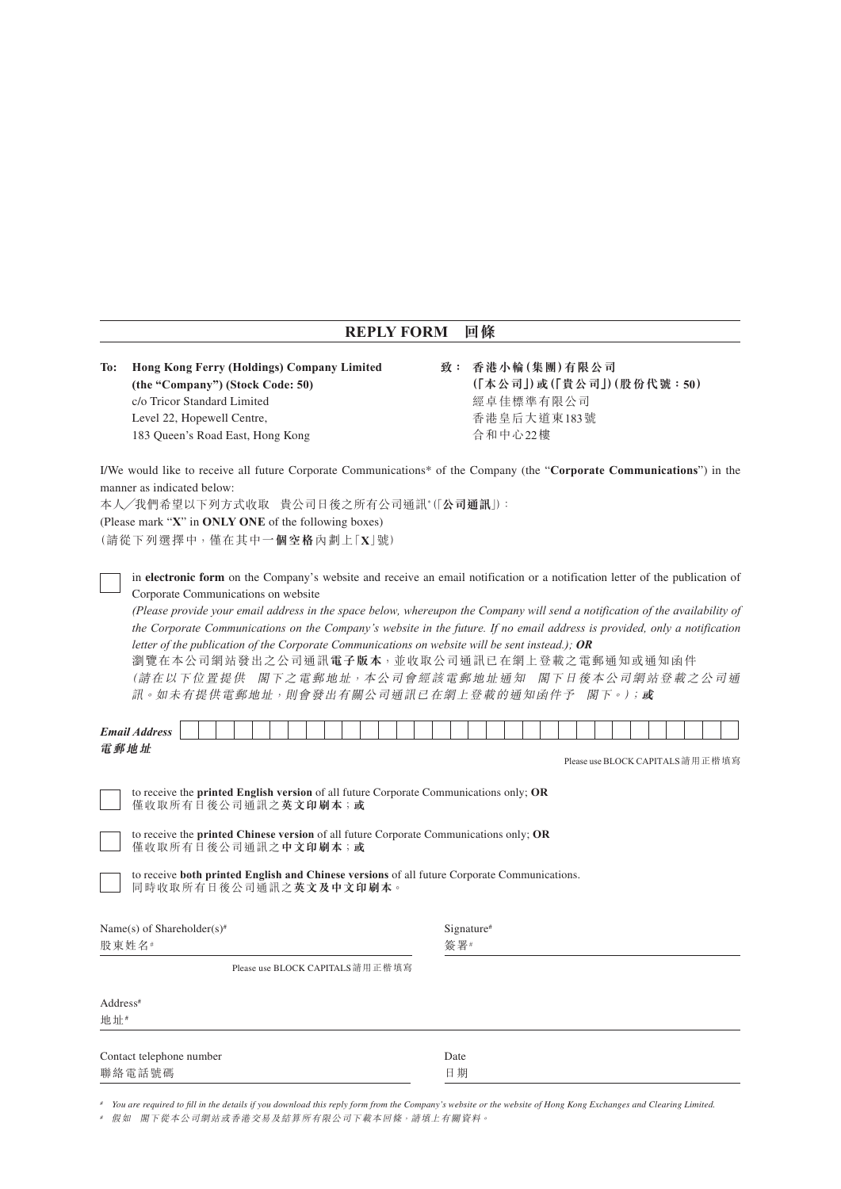## REPLY FORM 回條

**To: Hong Kong Ferry (Holdings) Company Limited**
**(the "Company") (Stock Code: 50)**
c/o Tricor Standard Limited
Level 22, Hopewell Centre,
183 Queen's Road East, Hong Kong

**致： 香港小輪(集團)有限公司**
**(「本公司」)或(「貴公司」)(股份代號：50)**
經卓佳標準有限公司
香港皇后大道東183號
合和中心22樓

I/We would like to receive all future Corporate Communications* of the Company (the "**Corporate Communications**") in the manner as indicated below:

本人/我們希望以下列方式收取 貴公司日後之所有公司通訊*(「**公司通訊**」)：

(Please mark "**X**" in **ONLY ONE** of the following boxes)

(請從下列選擇中，僅在其中一**個空格**內劃上「**X**」號)

☐ in **electronic form** on the Company's website and receive an email notification or a notification letter of the publication of Corporate Communications on website

*(Please provide your email address in the space below, whereupon the Company will send a notification of the availability of the Corporate Communications on the Company's website in the future. If no email address is provided, only a notification letter of the publication of the Corporate Communications on website will be sent instead.);* ***OR***

瀏覽在本公司網站發出之公司通訊**電子版本**，並收取公司通訊已在網上登載之電郵通知或通知函件

*(請在以下位置提供 閣下之電郵地址，本公司會經該電郵地址通知 閣下日後本公司網站登載之公司通訊。如未有提供電郵地址，則會發出有關公司通訊已在網上登載的通知函件予 閣下。)；**或***

***Email Address***
***電郵地址*** ______________________________

Please use BLOCK CAPITALS請用正楷填寫

☐ to receive the **printed English version** of all future Corporate Communications only; **OR**
僅收取所有日後公司通訊之**英文印刷本**；**或**

☐ to receive the **printed Chinese version** of all future Corporate Communications only; **OR**
僅收取所有日後公司通訊之**中文印刷本**；**或**

☐ to receive **both printed English and Chinese versions** of all future Corporate Communications.
同時收取所有日後公司通訊之**英文及中文印刷本**。

Name(s) of Shareholder(s)#
股東姓名# ______________________________

Please use BLOCK CAPITALS請用正楷填寫

Signature#
簽署# ______________________________

Address#
地址# ______________________________

Contact telephone number
聯絡電話號碼 ______________________________

Date
日期 ______________________________

# *You are required to fill in the details if you download this reply form from the Company's website or the website of Hong Kong Exchanges and Clearing Limited.*

# *假如 閣下從本公司網站或香港交易及結算所有限公司下載本回條，請填上有關資料。*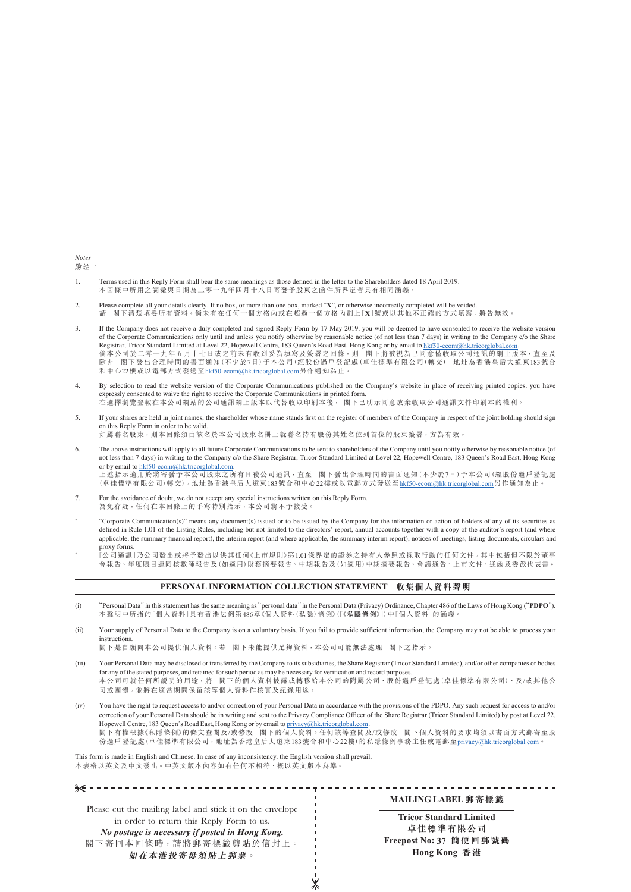*Notes*
*附註：*

1. Terms used in this Reply Form shall bear the same meanings as those defined in the letter to the Shareholders dated 18 April 2019.
本回條中所用之詞彙與日期為二零一九年四月十八日寄發予股東之函件所界定者具有相同涵義。

2. Please complete all your details clearly. If no box, or more than one box, marked "**X**", or otherwise incorrectly completed will be voided.
請　閣下清楚填妥所有資料。倘未有在任何一個方格內或在超過一個方格內劃上「**X**」號或以其他不正確的方式填寫，將告無效。

3. If the Company does not receive a duly completed and signed Reply Form by 17 May 2019, you will be deemed to have consented to receive the website version of the Corporate Communications only until and unless you notify otherwise by reasonable notice (of not less than 7 days) in writing to the Company c/o the Share Registrar, Tricor Standard Limited at Level 22, Hopewell Centre, 183 Queen's Road East, Hong Kong or by email to hkf50-ecom@hk.tricorglobal.com.
倘本公司於二零一九年五月十七日或之前未有收到妥為填寫及簽署之回條，則　閣下將被視為已同意僅收取公司通訊的網上版本，直至及除非　閣下發出合理時間的書面通知（不少於7日）予本公司（經股份過戶登記處（卓佳標準有限公司）轉交），地址為香港皇后大道東183號合和中心22樓或以電郵方式發送至hkf50-ecom@hk.tricorglobal.com另作通知為止。

4. By selection to read the website version of the Corporate Communications published on the Company's website in place of receiving printed copies, you have expressly consented to waive the right to receive the Corporate Communications in printed form.
在選擇瀏覽登載在本公司網站的公司通訊網上版本以代替收取印刷本後，　閣下已明示同意放棄收取公司通訊文件印刷本的權利。

5. If your shares are held in joint names, the shareholder whose name stands first on the register of members of the Company in respect of the joint holding should sign on this Reply Form in order to be valid.
如屬聯名股東，則本回條須由該名於本公司股東名冊上就聯名持有股份其姓名位列首位的股東簽署，方為有效。

6. The above instructions will apply to all future Corporate Communications to be sent to shareholders of the Company until you notify otherwise by reasonable notice (of not less than 7 days) in writing to the Company c/o the Share Registrar, Tricor Standard Limited at Level 22, Hopewell Centre, 183 Queen's Road East, Hong Kong or by email to hkf50-ecom@hk.tricorglobal.com.
上述指示適用於將寄發予本公司股東之所有日後公司通訊，直至　閣下發出合理時間的書面通知（不少於7日）予本公司（經股份過戶登記處（卓佳標準有限公司）轉交），地址為香港皇后大道東183號合和中心22樓或以電郵方式發送至hkf50-ecom@hk.tricorglobal.com另作通知為止。

7. For the avoidance of doubt, we do not accept any special instructions written on this Reply Form.
為免存疑，任何在本回條上的手寫特別指示，本公司將不予接受。

\* "Corporate Communication(s)" means any document(s) issued or to be issued by the Company for the information or action of holders of any of its securities as defined in Rule 1.01 of the Listing Rules, including but not limited to the directors' report, annual accounts together with a copy of the auditor's report (and where applicable, the summary financial report), the interim report (and where applicable, the summary interim report), notices of meetings, listing documents, circulars and proxy forms.

\* 「公司通訊」乃公司發出或將予發出以供其任何《上市規則》第1.01條界定的證券之持有人參照或採取行動的任何文件，其中包括但不限於董事會報告、年度賬目連同核數師報告及（如適用）財務摘要報告、中期報告及（如適用）中期摘要報告、會議通告、上市文件、通函及委派代表書。

## PERSONAL INFORMATION COLLECTION STATEMENT　收集個人資料聲明

(i) "Personal Data" in this statement has the same meaning as "personal data" in the Personal Data (Privacy) Ordinance, Chapter 486 of the Laws of Hong Kong ("**PDPO**").
本聲明中所指的「個人資料」具有香港法例第486章《個人資料（私隱）條例》（「《**私隱條例**》」）中「個人資料」的涵義。

(ii) Your supply of Personal Data to the Company is on a voluntary basis. If you fail to provide sufficient information, the Company may not be able to process your instructions.
閣下是自願向本公司提供個人資料。若　閣下未能提供足夠資料，本公司可能無法處理　閣下之指示。

(iii) Your Personal Data may be disclosed or transferred by the Company to its subsidiaries, the Share Registrar (Tricor Standard Limited), and/or other companies or bodies for any of the stated purposes, and retained for such period as may be necessary for verification and record purposes.
本公司可就任何所說明的用途，將　閣下的個人資料披露或轉移給本公司的附屬公司、股份過戶登記處（卓佳標準有限公司）、及/或其他公司或團體，並將在適當期間保留該等個人資料作核實及紀錄用途。

(iv) You have the right to request access to and/or correction of your Personal Data in accordance with the provisions of the PDPO. Any such request for access to and/or correction of your Personal Data should be in writing and sent to the Privacy Compliance Officer of the Share Registrar (Tricor Standard Limited) by post at Level 22, Hopewell Centre, 183 Queen's Road East, Hong Kong or by email to privacy@hk.tricorglobal.com.
閣下有權根據《私隱條例》的條文查閱及/或修改　閣下的個人資料。任何該等查閱及/或修改　閣下個人資料的要求均須以書面方式郵寄至股份過戶登記處（卓佳標準有限公司，地址為香港皇后大道東183號合和中心22樓）的私隱條例事務主任或電郵至privacy@hk.tricorglobal.com。

This form is made in English and Chinese. In case of any inconsistency, the English version shall prevail.
本表格以英文及中文發出。中英文版本內容如有任何不相符，概以英文版本為準。

Please cut the mailing label and stick it on the envelope in order to return this Reply Form to us.
***No postage is necessary if posted in Hong Kong.***
閣下寄回本回條時，請將郵寄標籤剪貼於信封上。
***如在本港投寄毋須貼上郵票。***

**MAILING LABEL 郵寄標籤**

**Tricor Standard Limited**
**卓佳標準有限公司**
**Freepost No: 37 簡便回郵號碼**
**Hong Kong 香港**